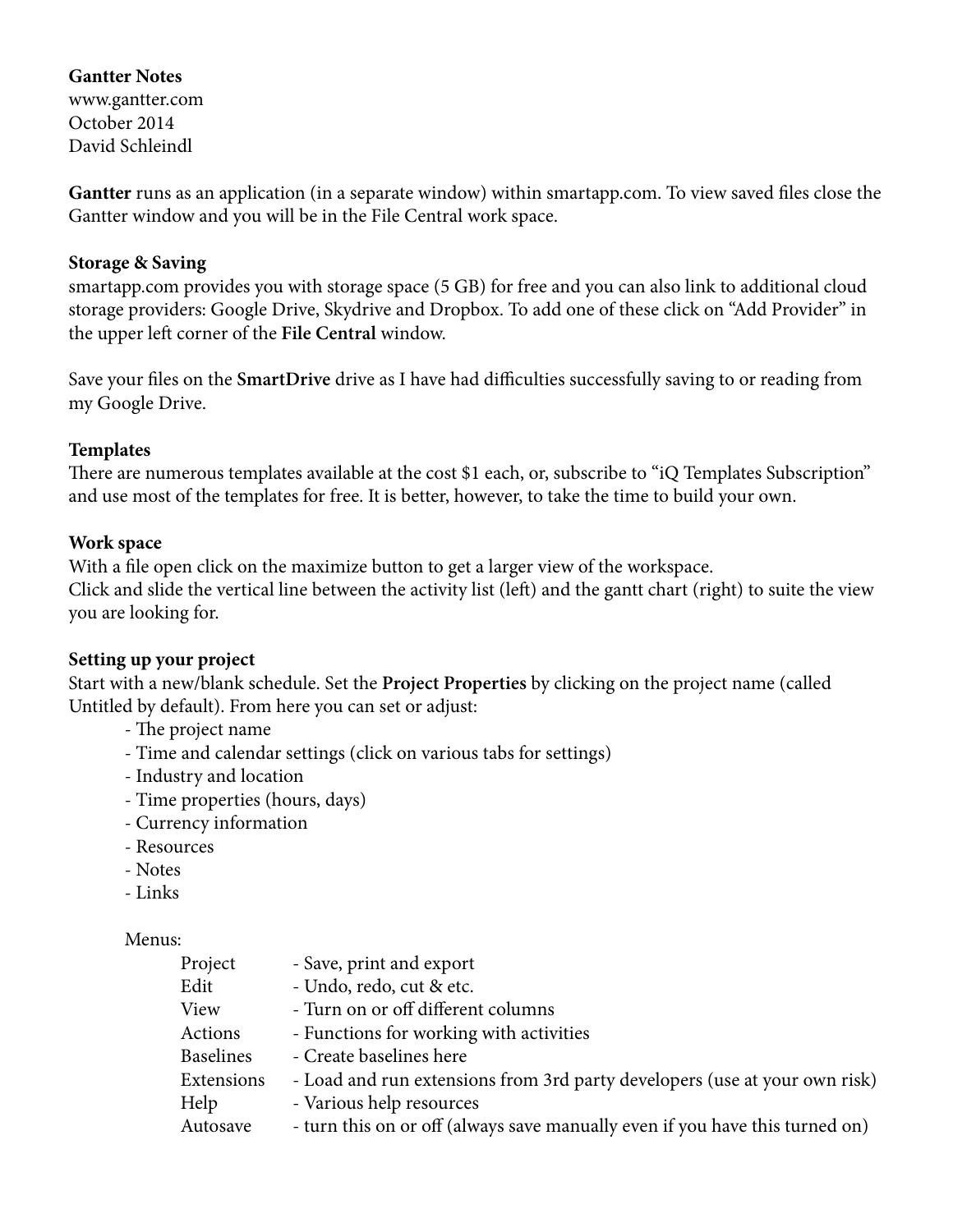**Gantter Notes**
www.gantter.com
October 2014
David Schleindl

**Gantter** runs as an application (in a separate window) within smartapp.com. To view saved files close the Gantter window and you will be in the File Central work space.

**Storage & Saving**
smartapp.com provides you with storage space (5 GB) for free and you can also link to additional cloud storage providers: Google Drive, Skydrive and Dropbox. To add one of these click on "Add Provider" in the upper left corner of the **File Central** window.

Save your files on the **SmartDrive** drive as I have had difficulties successfully saving to or reading from my Google Drive.

**Templates**
There are numerous templates available at the cost $1 each, or, subscribe to "iQ Templates Subscription" and use most of the templates for free. It is better, however, to take the time to build your own.

**Work space**
With a file open click on the maximize button to get a larger view of the workspace.
Click and slide the vertical line between the activity list (left) and the gantt chart (right) to suite the view you are looking for.

**Setting up your project**
Start with a new/blank schedule. Set the **Project Properties** by clicking on the project name (called Untitled by default). From here you can set or adjust:

- The project name
- Time and calendar settings (click on various tabs for settings)
- Industry and location
- Time properties (hours, days)
- Currency information
- Resources
- Notes
- Links

Menus:

| | |
|---|---|
| Project | - Save, print and export |
| Edit | - Undo, redo, cut & etc. |
| View | - Turn on or off different columns |
| Actions | - Functions for working with activities |
| Baselines | - Create baselines here |
| Extensions | - Load and run extensions from 3rd party developers (use at your own risk) |
| Help | - Various help resources |
| Autosave | - turn this on or off (always save manually even if you have this turned on) |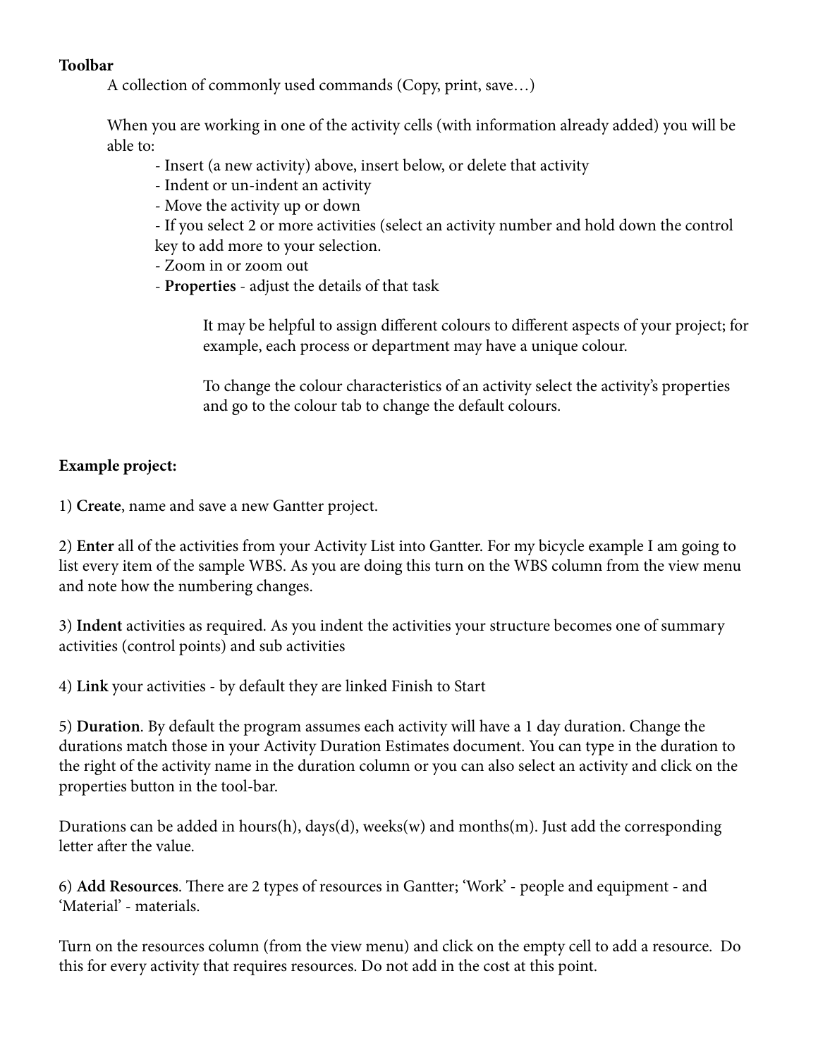**Toolbar**

A collection of commonly used commands (Copy, print, save…)

When you are working in one of the activity cells (with information already added) you will be able to:

- Insert (a new activity) above, insert below, or delete that activity
- Indent or un-indent an activity
- Move the activity up or down
- If you select 2 or more activities (select an activity number and hold down the control key to add more to your selection.
- Zoom in or zoom out
- **Properties** - adjust the details of that task

It may be helpful to assign different colours to different aspects of your project; for example, each process or department may have a unique colour.

To change the colour characteristics of an activity select the activity's properties and go to the colour tab to change the default colours.

**Example project:**

1) **Create**, name and save a new Gantter project.

2) **Enter** all of the activities from your Activity List into Gantter. For my bicycle example I am going to list every item of the sample WBS. As you are doing this turn on the WBS column from the view menu and note how the numbering changes.

3) **Indent** activities as required. As you indent the activities your structure becomes one of summary activities (control points) and sub activities

4) **Link** your activities - by default they are linked Finish to Start

5) **Duration**. By default the program assumes each activity will have a 1 day duration. Change the durations match those in your Activity Duration Estimates document. You can type in the duration to the right of the activity name in the duration column or you can also select an activity and click on the properties button in the tool-bar.

Durations can be added in hours(h), days(d), weeks(w) and months(m). Just add the corresponding letter after the value.

6) **Add Resources**. There are 2 types of resources in Gantter; 'Work' - people and equipment - and 'Material' - materials.

Turn on the resources column (from the view menu) and click on the empty cell to add a resource. Do this for every activity that requires resources. Do not add in the cost at this point.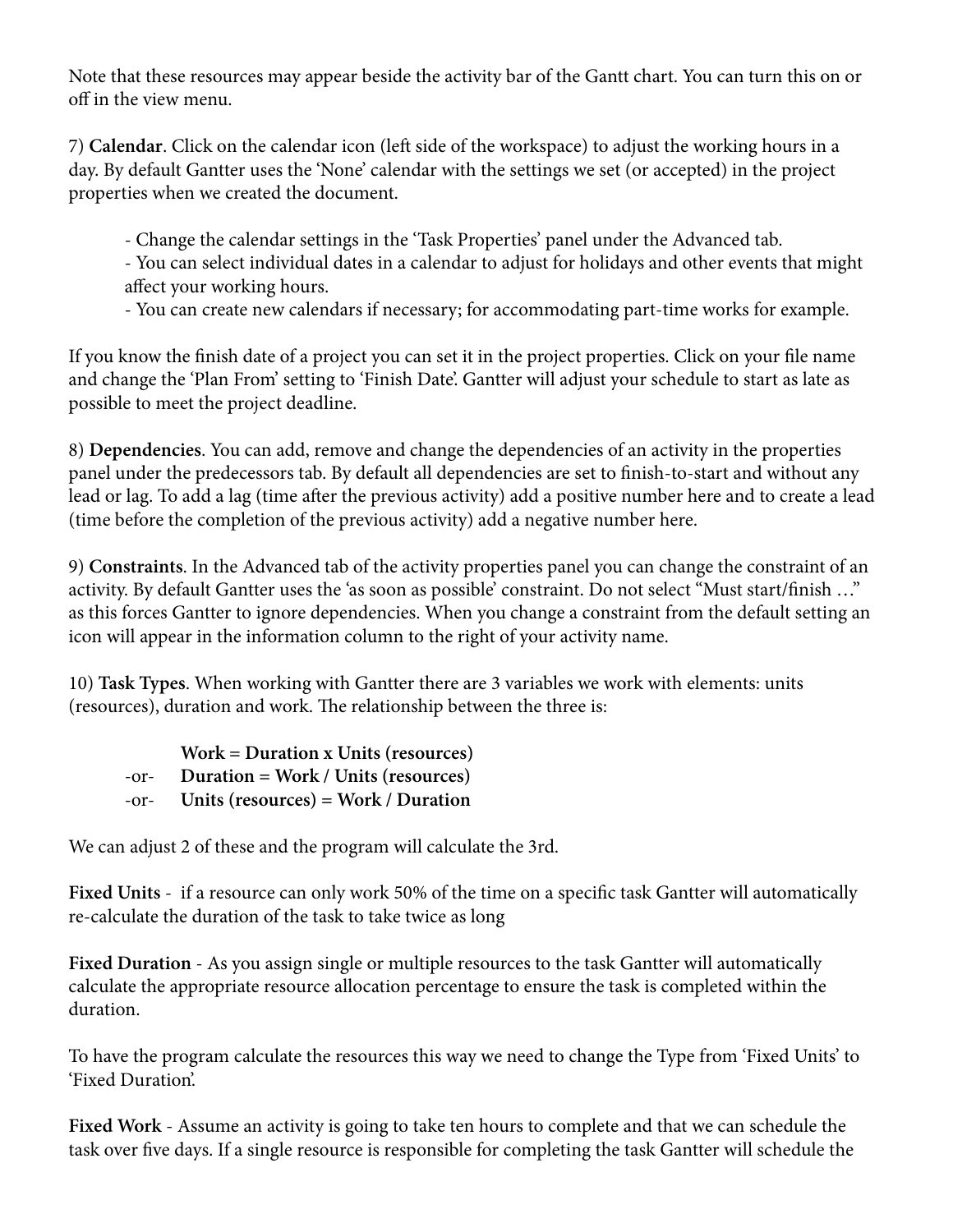Note that these resources may appear beside the activity bar of the Gantt chart. You can turn this on or off in the view menu.

7) **Calendar**. Click on the calendar icon (left side of the workspace) to adjust the working hours in a day. By default Gantter uses the 'None' calendar with the settings we set (or accepted) in the project properties when we created the document.

- Change the calendar settings in the 'Task Properties' panel under the Advanced tab.
- You can select individual dates in a calendar to adjust for holidays and other events that might affect your working hours.
- You can create new calendars if necessary; for accommodating part-time works for example.

If you know the finish date of a project you can set it in the project properties. Click on your file name and change the 'Plan From' setting to 'Finish Date'. Gantter will adjust your schedule to start as late as possible to meet the project deadline.

8) **Dependencies**. You can add, remove and change the dependencies of an activity in the properties panel under the predecessors tab. By default all dependencies are set to finish-to-start and without any lead or lag. To add a lag (time after the previous activity) add a positive number here and to create a lead (time before the completion of the previous activity) add a negative number here.

9) **Constraints**. In the Advanced tab of the activity properties panel you can change the constraint of an activity. By default Gantter uses the 'as soon as possible' constraint. Do not select "Must start/finish …" as this forces Gantter to ignore dependencies. When you change a constraint from the default setting an icon will appear in the information column to the right of your activity name.

10) **Task Types**. When working with Gantter there are 3 variables we work with elements: units (resources), duration and work. The relationship between the three is:

**Work = Duration x Units (resources)**
-or- **Duration = Work / Units (resources)**
-or- **Units (resources) = Work / Duration**

We can adjust 2 of these and the program will calculate the 3rd.

**Fixed Units** - if a resource can only work 50% of the time on a specific task Gantter will automatically re-calculate the duration of the task to take twice as long

**Fixed Duration** - As you assign single or multiple resources to the task Gantter will automatically calculate the appropriate resource allocation percentage to ensure the task is completed within the duration.

To have the program calculate the resources this way we need to change the Type from 'Fixed Units' to 'Fixed Duration'.

**Fixed Work** - Assume an activity is going to take ten hours to complete and that we can schedule the task over five days. If a single resource is responsible for completing the task Gantter will schedule the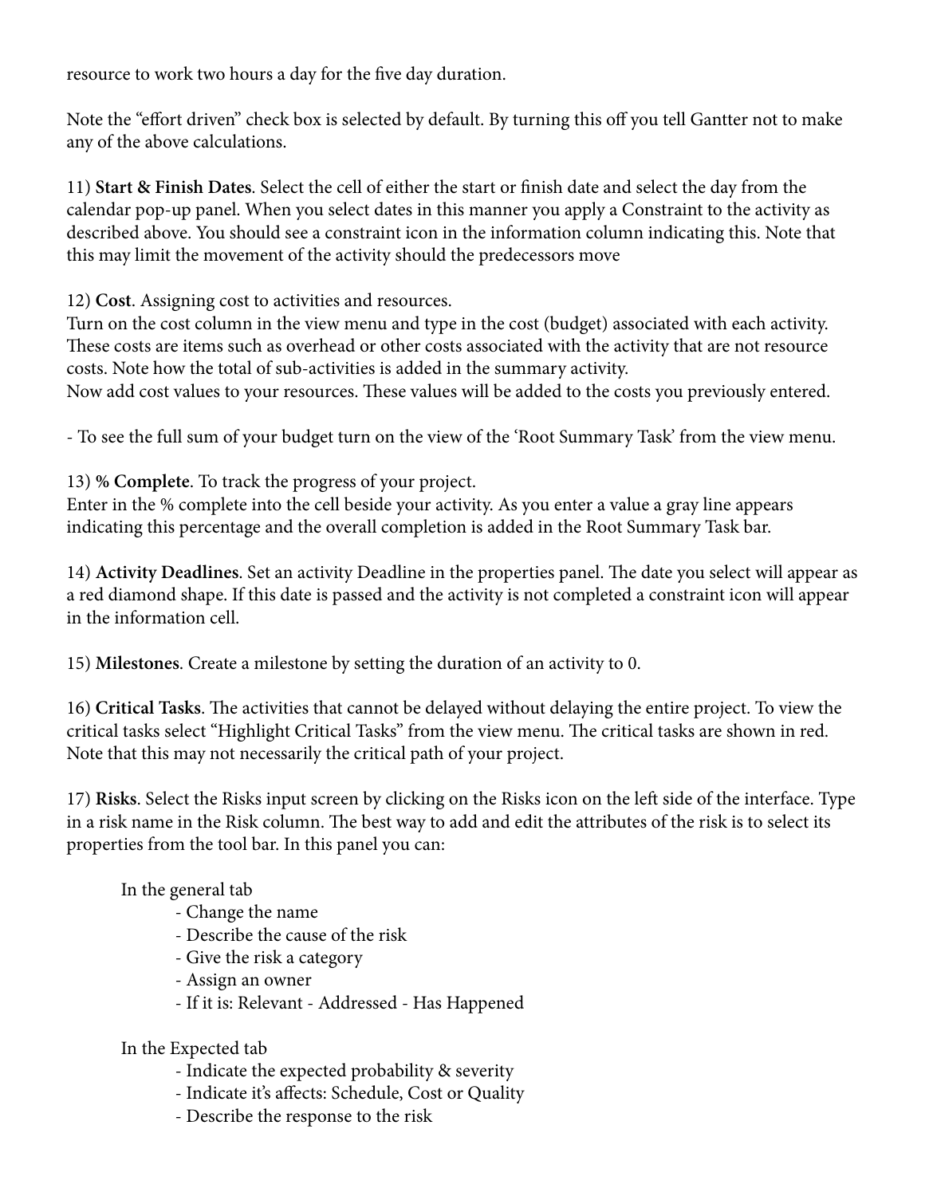resource to work two hours a day for the five day duration.

Note the "effort driven" check box is selected by default. By turning this off you tell Gantter not to make any of the above calculations.

11) **Start & Finish Dates**. Select the cell of either the start or finish date and select the day from the calendar pop-up panel. When you select dates in this manner you apply a Constraint to the activity as described above. You should see a constraint icon in the information column indicating this. Note that this may limit the movement of the activity should the predecessors move

12) **Cost**. Assigning cost to activities and resources.
Turn on the cost column in the view menu and type in the cost (budget) associated with each activity. These costs are items such as overhead or other costs associated with the activity that are not resource costs. Note how the total of sub-activities is added in the summary activity.
Now add cost values to your resources. These values will be added to the costs you previously entered.

- To see the full sum of your budget turn on the view of the 'Root Summary Task' from the view menu.

13) **% Complete**. To track the progress of your project.
Enter in the % complete into the cell beside your activity. As you enter a value a gray line appears indicating this percentage and the overall completion is added in the Root Summary Task bar.

14) **Activity Deadlines**. Set an activity Deadline in the properties panel. The date you select will appear as a red diamond shape. If this date is passed and the activity is not completed a constraint icon will appear in the information cell.

15) **Milestones**. Create a milestone by setting the duration of an activity to 0.

16) **Critical Tasks**. The activities that cannot be delayed without delaying the entire project. To view the critical tasks select "Highlight Critical Tasks" from the view menu. The critical tasks are shown in red. Note that this may not necessarily the critical path of your project.

17) **Risks**. Select the Risks input screen by clicking on the Risks icon on the left side of the interface. Type in a risk name in the Risk column. The best way to add and edit the attributes of the risk is to select its properties from the tool bar. In this panel you can:

In the general tab

- Change the name
- Describe the cause of the risk
- Give the risk a category
- Assign an owner
- If it is: Relevant - Addressed - Has Happened

In the Expected tab

- Indicate the expected probability & severity
- Indicate it's affects: Schedule, Cost or Quality
- Describe the response to the risk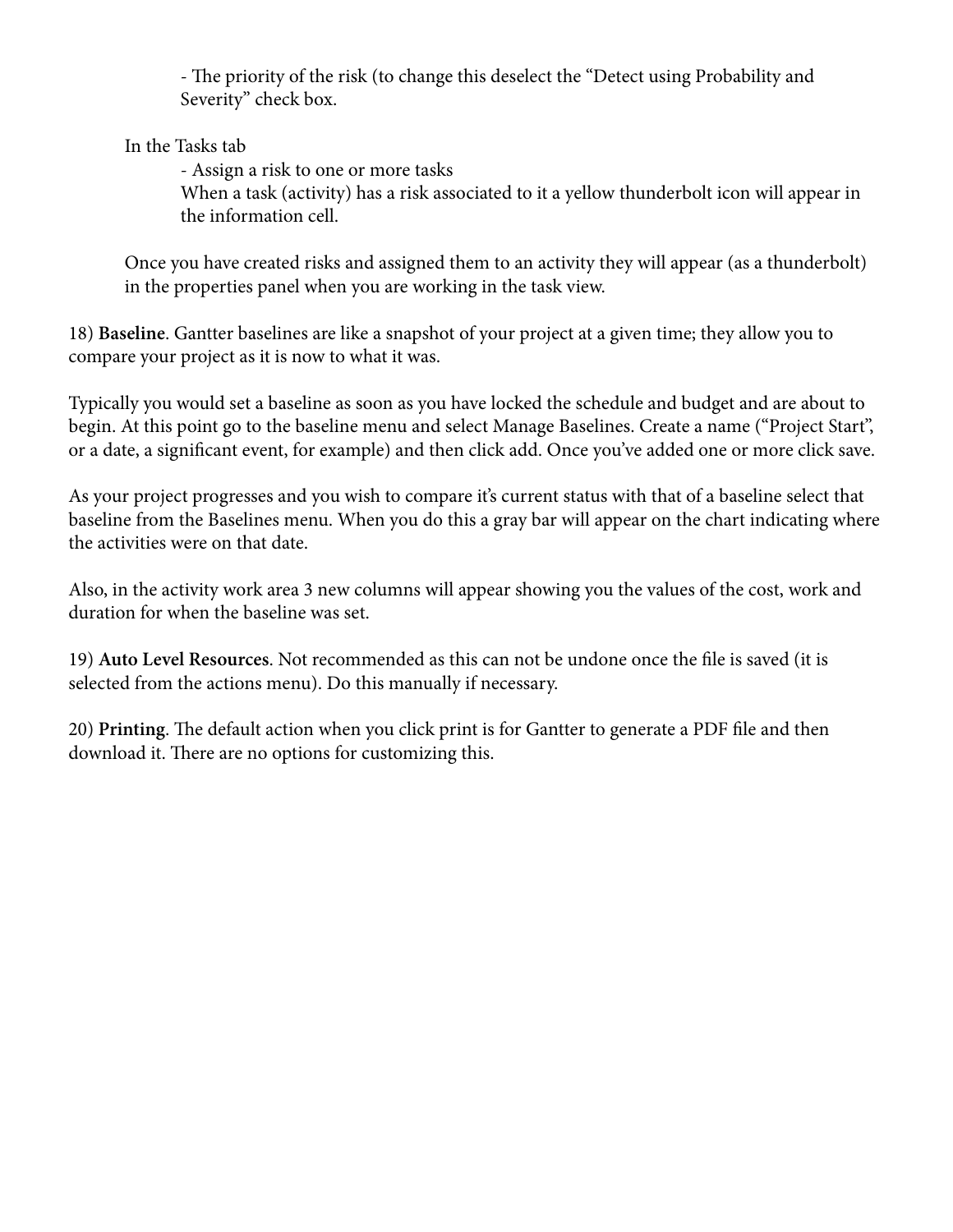- The priority of the risk (to change this deselect the "Detect using Probability and Severity" check box.

In the Tasks tab

- Assign a risk to one or more tasks
  When a task (activity) has a risk associated to it a yellow thunderbolt icon will appear in the information cell.

Once you have created risks and assigned them to an activity they will appear (as a thunderbolt) in the properties panel when you are working in the task view.

18) **Baseline**. Gantter baselines are like a snapshot of your project at a given time; they allow you to compare your project as it is now to what it was.

Typically you would set a baseline as soon as you have locked the schedule and budget and are about to begin. At this point go to the baseline menu and select Manage Baselines. Create a name ("Project Start", or a date, a significant event, for example) and then click add. Once you've added one or more click save.

As your project progresses and you wish to compare it's current status with that of a baseline select that baseline from the Baselines menu. When you do this a gray bar will appear on the chart indicating where the activities were on that date.

Also, in the activity work area 3 new columns will appear showing you the values of the cost, work and duration for when the baseline was set.

19) **Auto Level Resources**. Not recommended as this can not be undone once the file is saved (it is selected from the actions menu). Do this manually if necessary.

20) **Printing**. The default action when you click print is for Gantter to generate a PDF file and then download it. There are no options for customizing this.